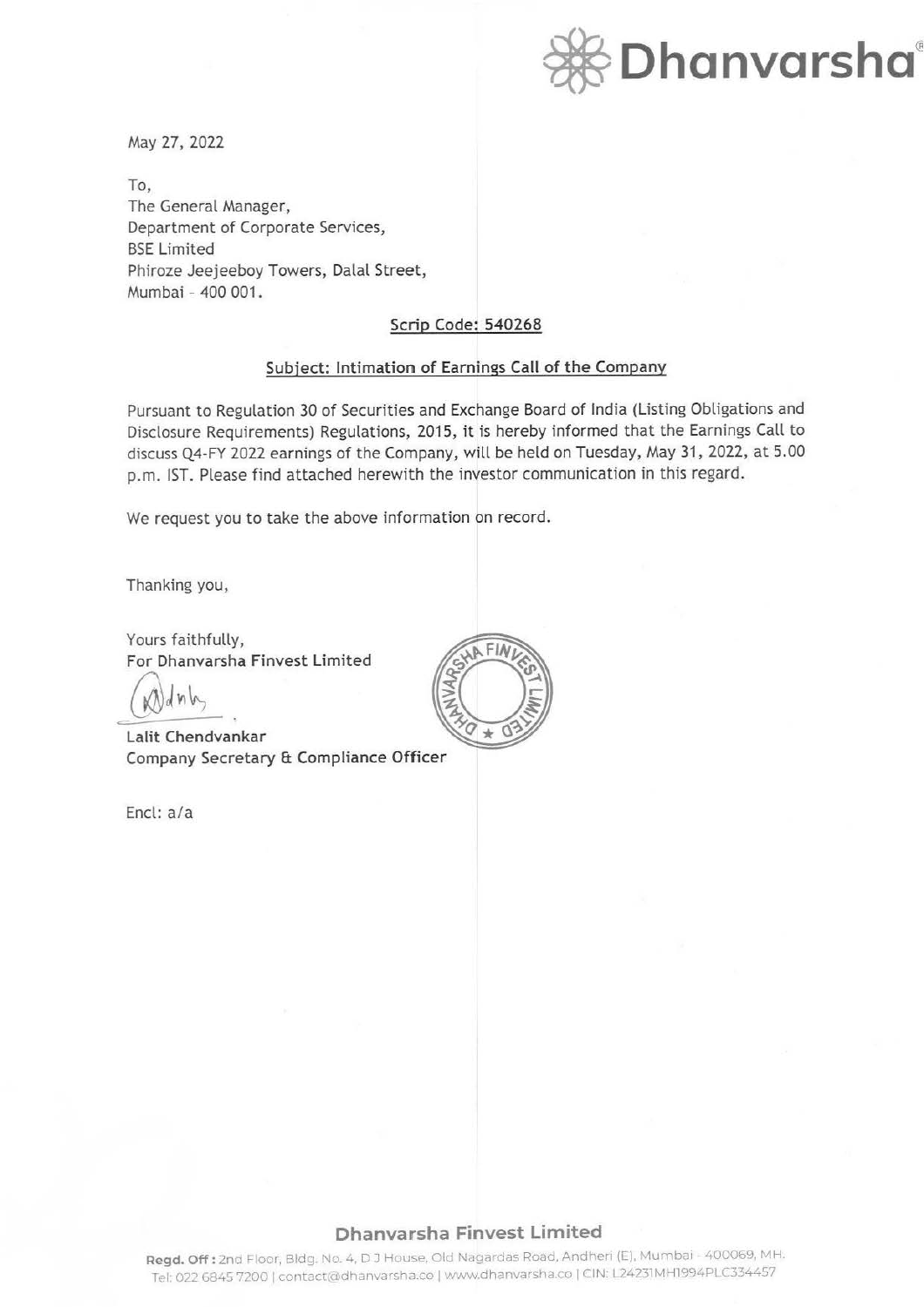May 27, 2022

To,
The General Manager,
Department of Corporate Services,
BSE Limited
Phiroze Jeejeeboy Towers, Dalal Street,
Mumbai - 400 001.

**Scrip Code: 540268**

**Subject: Intimation of Earnings Call of the Company**

Pursuant to Regulation 30 of Securities and Exchange Board of India (Listing Obligations and Disclosure Requirements) Regulations, 2015, it is hereby informed that the Earnings Call to discuss Q4-FY 2022 earnings of the Company, will be held on Tuesday, May 31, 2022, at 5.00 p.m. IST. Please find attached herewith the investor communication in this regard.

We request you to take the above information on record.

Thanking you,

Yours faithfully,
For Dhanvarsha Finvest Limited

**Lalit Chendvankar**
Company Secretary & Compliance Officer

Encl: a/a

**Dhanvarsha Finvest Limited**

**Regd. Off:** 2nd Floor, Bldg. No. 4, D J House, Old Nagardas Road, Andheri (E), Mumbai - 400069, MH.
Tel: 022 6845 7200 | contact@dhanvarsha.co | www.dhanvarsha.co | CIN: L24231MH1994PLC334457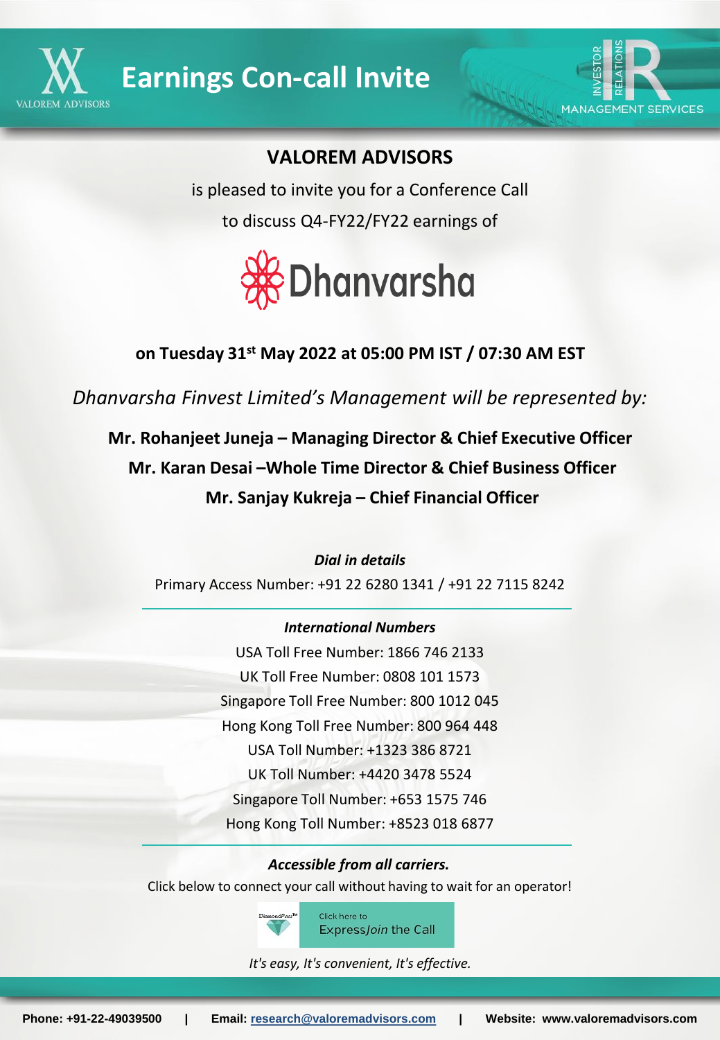# Earnings Con-call Invite

VALOREM ADVISORS

INVESTOR RELATIONS MANAGEMENT SERVICES

## VALOREM ADVISORS

is pleased to invite you for a Conference Call

to discuss Q4-FY22/FY22 earnings of

Dhanvarsha

**on Tuesday 31st May 2022 at 05:00 PM IST / 07:30 AM EST**

*Dhanvarsha Finvest Limited's Management will be represented by:*

**Mr. Rohanjeet Juneja – Managing Director & Chief Executive Officer**

**Mr. Karan Desai –Whole Time Director & Chief Business Officer**

**Mr. Sanjay Kukreja – Chief Financial Officer**

***Dial in details***

Primary Access Number: +91 22 6280 1341 / +91 22 7115 8242

***International Numbers***

USA Toll Free Number: 1866 746 2133

UK Toll Free Number: 0808 101 1573

Singapore Toll Free Number: 800 1012 045

Hong Kong Toll Free Number: 800 964 448

USA Toll Number: +1323 386 8721

UK Toll Number: +4420 3478 5524

Singapore Toll Number: +653 1575 746

Hong Kong Toll Number: +8523 018 6877

***Accessible from all carriers.***

Click below to connect your call without having to wait for an operator!

DiamondPass™ Click here to Express*Join* the Call

*It's easy, It's convenient, It's effective.*

**Phone: +91-22-49039500 | Email: research@valoremadvisors.com | Website: www.valoremadvisors.com**